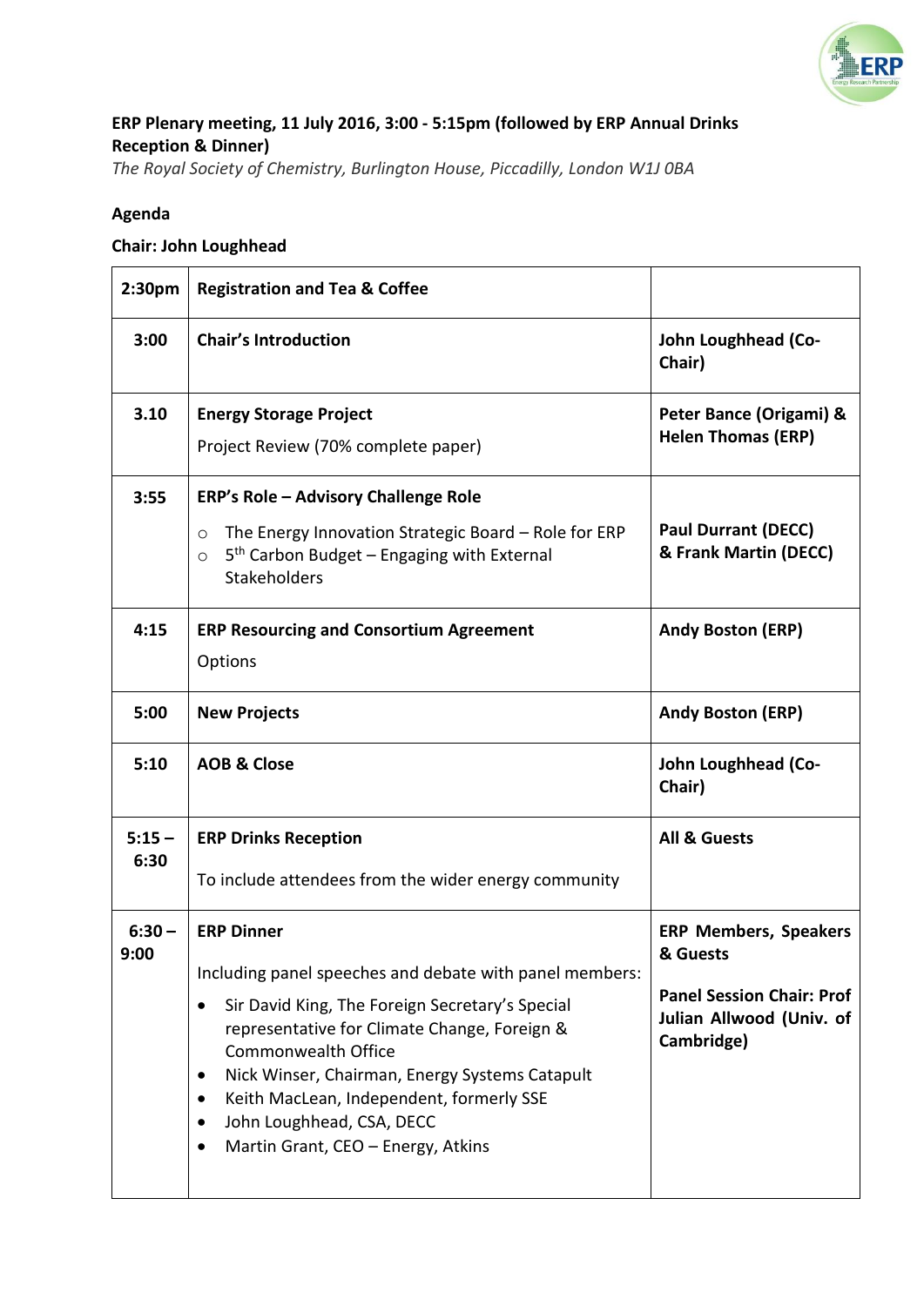**ERP Plenary meeting, 11 July 2016, 3:00 - 5:15pm (followed by ERP Annual Drinks Reception & Dinner)**

*The Royal Society of Chemistry, Burlington House, Piccadilly, London W1J 0BA*

**Agenda**

**Chair: John Loughhead**

| | | |
|---|---|---|
| **2:30pm** | **Registration and Tea & Coffee** | |
| **3:00** | **Chair's Introduction** | **John Loughhead (Co-Chair)** |
| **3.10** | **Energy Storage Project**<br>Project Review (70% complete paper) | **Peter Bance (Origami) & Helen Thomas (ERP)** |
| **3:55** | **ERP's Role – Advisory Challenge Role**<br>○ The Energy Innovation Strategic Board – Role for ERP<br>○ 5th Carbon Budget – Engaging with External Stakeholders | **Paul Durrant (DECC) & Frank Martin (DECC)** |
| **4:15** | **ERP Resourcing and Consortium Agreement**<br>Options | **Andy Boston (ERP)** |
| **5:00** | **New Projects** | **Andy Boston (ERP)** |
| **5:10** | **AOB & Close** | **John Loughhead (Co-Chair)** |
| **5:15 – 6:30** | **ERP Drinks Reception**<br>To include attendees from the wider energy community | **All & Guests** |
| **6:30 – 9:00** | **ERP Dinner**<br>Including panel speeches and debate with panel members:<br>• Sir David King, The Foreign Secretary's Special representative for Climate Change, Foreign & Commonwealth Office<br>• Nick Winser, Chairman, Energy Systems Catapult<br>• Keith MacLean, Independent, formerly SSE<br>• John Loughhead, CSA, DECC<br>• Martin Grant, CEO – Energy, Atkins | **ERP Members, Speakers & Guests**<br><br>**Panel Session Chair: Prof Julian Allwood (Univ. of Cambridge)** |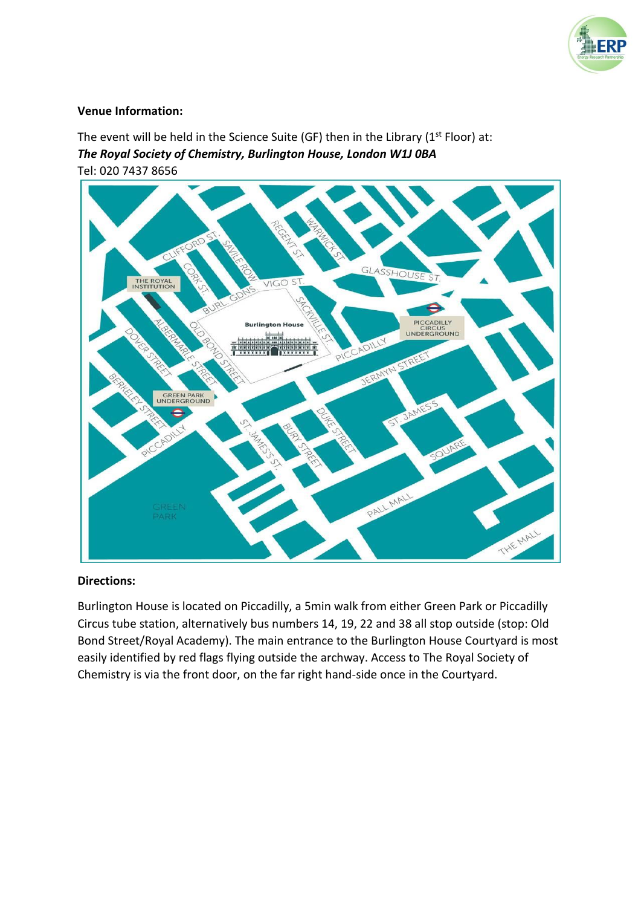**Venue Information:**

The event will be held in the Science Suite (GF) then in the Library (1st Floor) at:

***The Royal Society of Chemistry, Burlington House, London W1J 0BA***

Tel: 020 7437 8656

**Directions:**

Burlington House is located on Piccadilly, a 5min walk from either Green Park or Piccadilly Circus tube station, alternatively bus numbers 14, 19, 22 and 38 all stop outside (stop: Old Bond Street/Royal Academy). The main entrance to the Burlington House Courtyard is most easily identified by red flags flying outside the archway. Access to The Royal Society of Chemistry is via the front door, on the far right hand-side once in the Courtyard.